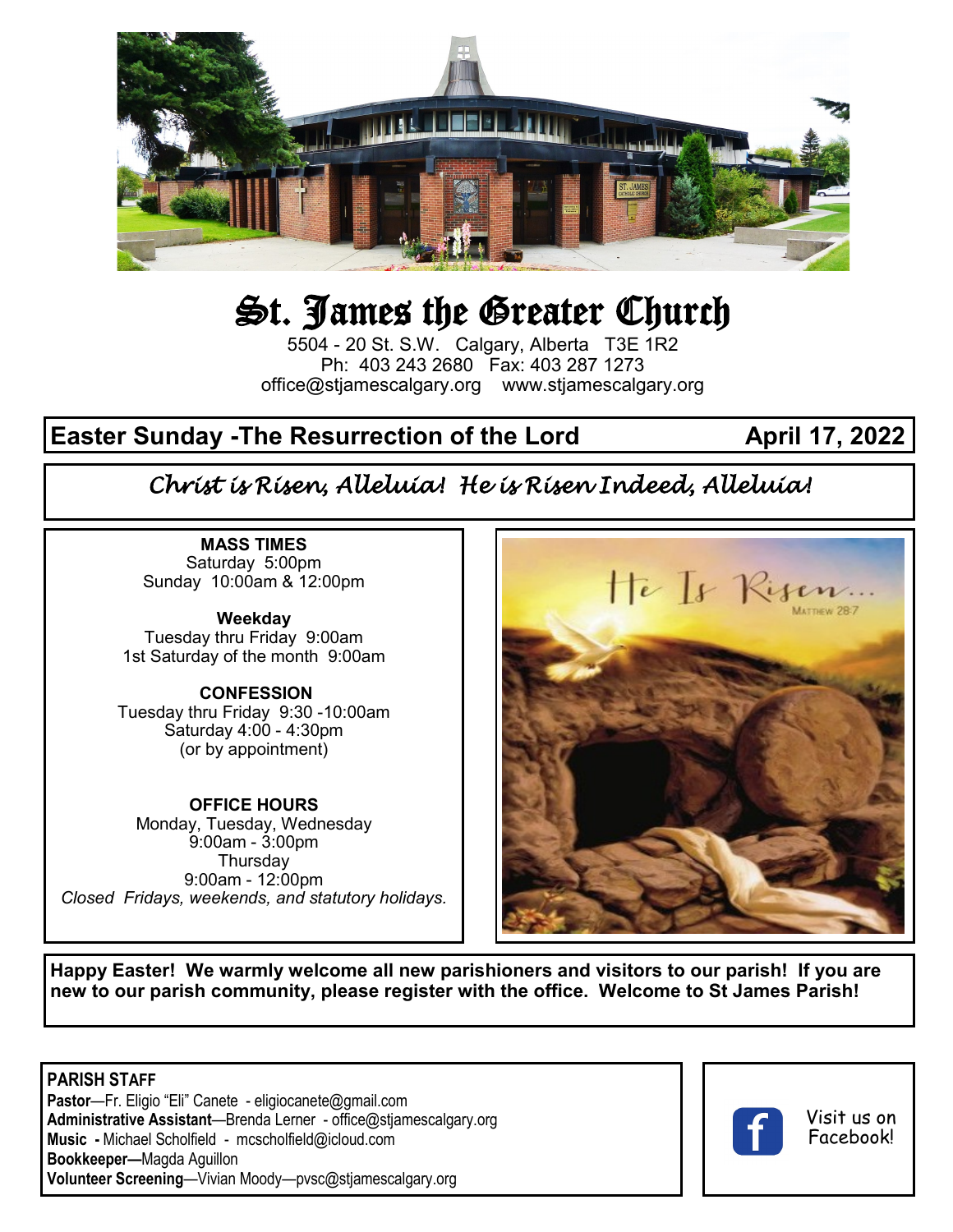# St. James the Greater Church

5504 - 20 St. S.W. Calgary, Alberta T3E 1R2
Ph: 403 243 2680 Fax: 403 287 1273
office@stjamescalgary.org www.stjamescalgary.org

## Easter Sunday -The Resurrection of the Lord — April 17, 2022

*Christ is Risen, Alleluia! He is Risen Indeed, Alleluia!*

**MASS TIMES**
Saturday 5:00pm
Sunday 10:00am & 12:00pm

**Weekday**
Tuesday thru Friday 9:00am
1st Saturday of the month 9:00am

**CONFESSION**
Tuesday thru Friday 9:30 -10:00am
Saturday 4:00 - 4:30pm
(or by appointment)

**OFFICE HOURS**
Monday, Tuesday, Wednesday
9:00am - 3:00pm
Thursday
9:00am - 12:00pm
*Closed Fridays, weekends, and statutory holidays.*

He Is Risen...
Matthew 28:7

**Happy Easter! We warmly welcome all new parishioners and visitors to our parish! If you are new to our parish community, please register with the office. Welcome to St James Parish!**

**PARISH STAFF**
**Pastor**—Fr. Eligio "Eli" Canete - eligiocanete@gmail.com
**Administrative Assistant**—Brenda Lerner - office@stjamescalgary.org
**Music -** Michael Scholfield - mcscholfield@icloud.com
**Bookkeeper—**Magda Aguillon
**Volunteer Screening**—Vivian Moody—pvsc@stjamescalgary.org

Visit us on Facebook!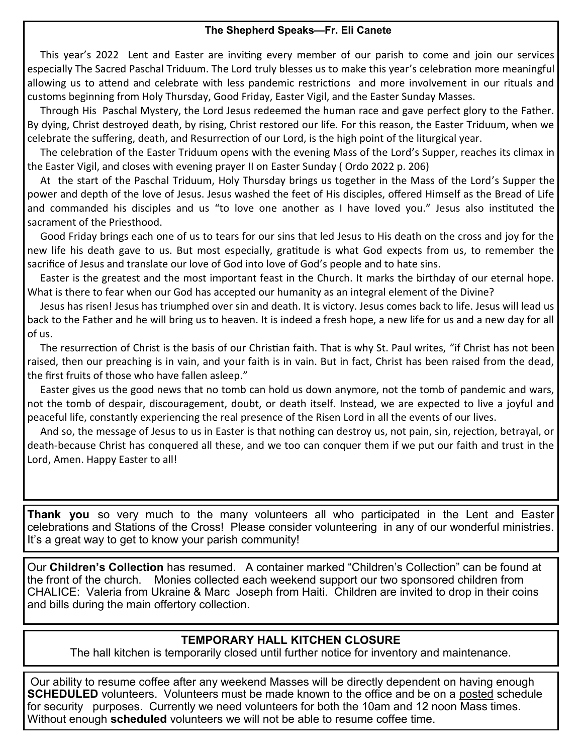## The Shepherd Speaks—Fr. Eli Canete

This year's 2022 Lent and Easter are inviting every member of our parish to come and join our services especially The Sacred Paschal Triduum. The Lord truly blesses us to make this year's celebration more meaningful allowing us to attend and celebrate with less pandemic restrictions and more involvement in our rituals and customs beginning from Holy Thursday, Good Friday, Easter Vigil, and the Easter Sunday Masses.

Through His Paschal Mystery, the Lord Jesus redeemed the human race and gave perfect glory to the Father. By dying, Christ destroyed death, by rising, Christ restored our life. For this reason, the Easter Triduum, when we celebrate the suffering, death, and Resurrection of our Lord, is the high point of the liturgical year.

The celebration of the Easter Triduum opens with the evening Mass of the Lord's Supper, reaches its climax in the Easter Vigil, and closes with evening prayer II on Easter Sunday ( Ordo 2022 p. 206)

At the start of the Paschal Triduum, Holy Thursday brings us together in the Mass of the Lord's Supper the power and depth of the love of Jesus. Jesus washed the feet of His disciples, offered Himself as the Bread of Life and commanded his disciples and us "to love one another as I have loved you." Jesus also instituted the sacrament of the Priesthood.

Good Friday brings each one of us to tears for our sins that led Jesus to His death on the cross and joy for the new life his death gave to us. But most especially, gratitude is what God expects from us, to remember the sacrifice of Jesus and translate our love of God into love of God's people and to hate sins.

Easter is the greatest and the most important feast in the Church. It marks the birthday of our eternal hope. What is there to fear when our God has accepted our humanity as an integral element of the Divine?

Jesus has risen! Jesus has triumphed over sin and death. It is victory. Jesus comes back to life. Jesus will lead us back to the Father and he will bring us to heaven. It is indeed a fresh hope, a new life for us and a new day for all of us.

The resurrection of Christ is the basis of our Christian faith. That is why St. Paul writes, "if Christ has not been raised, then our preaching is in vain, and your faith is in vain. But in fact, Christ has been raised from the dead, the first fruits of those who have fallen asleep."

Easter gives us the good news that no tomb can hold us down anymore, not the tomb of pandemic and wars, not the tomb of despair, discouragement, doubt, or death itself. Instead, we are expected to live a joyful and peaceful life, constantly experiencing the real presence of the Risen Lord in all the events of our lives.

And so, the message of Jesus to us in Easter is that nothing can destroy us, not pain, sin, rejection, betrayal, or death-because Christ has conquered all these, and we too can conquer them if we put our faith and trust in the Lord, Amen. Happy Easter to all!

---

**Thank you** so very much to the many volunteers all who participated in the Lent and Easter celebrations and Stations of the Cross! Please consider volunteering in any of our wonderful ministries. It's a great way to get to know your parish community!

---

Our **Children's Collection** has resumed. A container marked "Children's Collection" can be found at the front of the church. Monies collected each weekend support our two sponsored children from CHALICE: Valeria from Ukraine & Marc Joseph from Haiti. Children are invited to drop in their coins and bills during the main offertory collection.

---

### TEMPORARY HALL KITCHEN CLOSURE

The hall kitchen is temporarily closed until further notice for inventory and maintenance.

---

Our ability to resume coffee after any weekend Masses will be directly dependent on having enough **SCHEDULED** volunteers. Volunteers must be made known to the office and be on a posted schedule for security purposes. Currently we need volunteers for both the 10am and 12 noon Mass times. Without enough **scheduled** volunteers we will not be able to resume coffee time.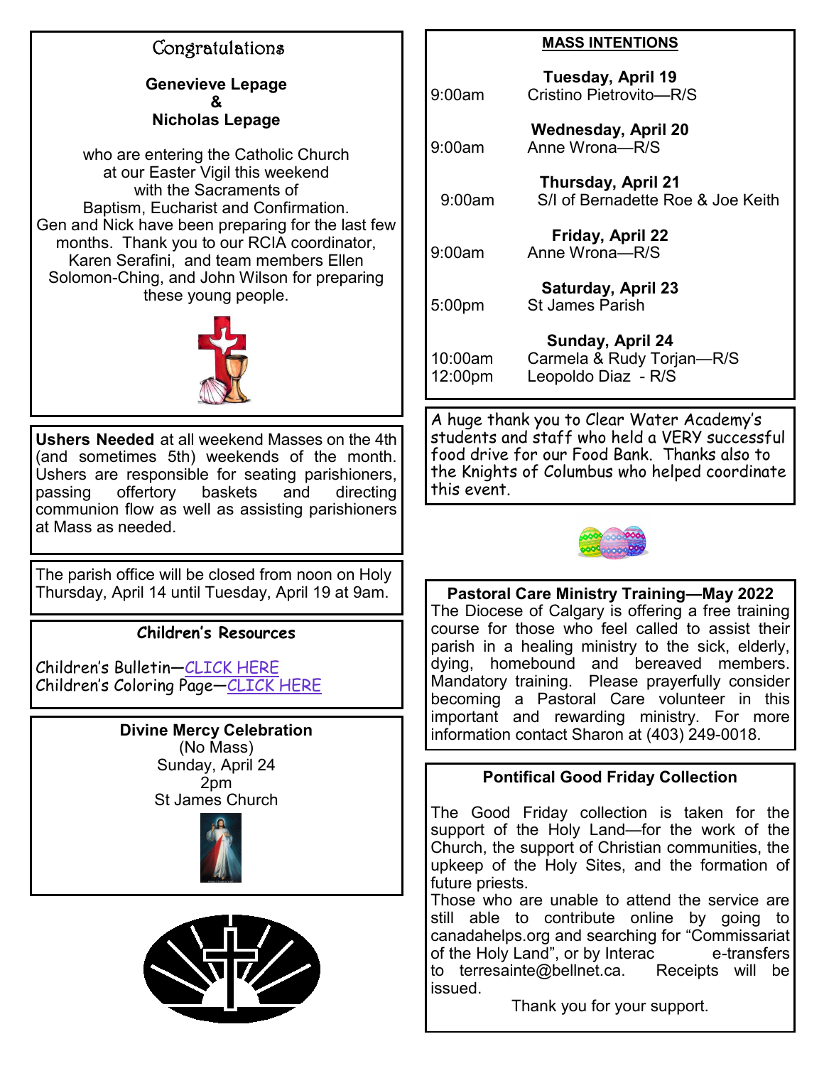## Congratulations

**Genevieve Lepage**
**&**
**Nicholas Lepage**

who are entering the Catholic Church at our Easter Vigil this weekend with the Sacraments of Baptism, Eucharist and Confirmation. Gen and Nick have been preparing for the last few months. Thank you to our RCIA coordinator, Karen Serafini, and team members Ellen Solomon-Ching, and John Wilson for preparing these young people.

**Ushers Needed** at all weekend Masses on the 4th (and sometimes 5th) weekends of the month. Ushers are responsible for seating parishioners, passing offertory baskets and directing communion flow as well as assisting parishioners at Mass as needed.

The parish office will be closed from noon on Holy Thursday, April 14 until Tuesday, April 19 at 9am.

### Children's Resources

Children's Bulletin—CLICK HERE
Children's Coloring Page—CLICK HERE

### Divine Mercy Celebration

(No Mass)
Sunday, April 24
2pm
St James Church

## MASS INTENTIONS

**Tuesday, April 19**
9:00am Cristino Pietrovito—R/S

**Wednesday, April 20**
9:00am Anne Wrona—R/S

**Thursday, April 21**
9:00am S/I of Bernadette Roe & Joe Keith

**Friday, April 22**
9:00am Anne Wrona—R/S

**Saturday, April 23**
5:00pm St James Parish

**Sunday, April 24**
10:00am Carmela & Rudy Torjan—R/S
12:00pm Leopoldo Diaz - R/S

A huge thank you to Clear Water Academy's students and staff who held a VERY successful food drive for our Food Bank. Thanks also to the Knights of Columbus who helped coordinate this event.

### Pastoral Care Ministry Training—May 2022

The Diocese of Calgary is offering a free training course for those who feel called to assist their parish in a healing ministry to the sick, elderly, dying, homebound and bereaved members. Mandatory training. Please prayerfully consider becoming a Pastoral Care volunteer in this important and rewarding ministry. For more information contact Sharon at (403) 249-0018.

### Pontifical Good Friday Collection

The Good Friday collection is taken for the support of the Holy Land—for the work of the Church, the support of Christian communities, the upkeep of the Holy Sites, and the formation of future priests.
Those who are unable to attend the service are still able to contribute online by going to canadahelps.org and searching for "Commissariat of the Holy Land", or by Interac e-transfers to terresainte@bellnet.ca. Receipts will be issued.

Thank you for your support.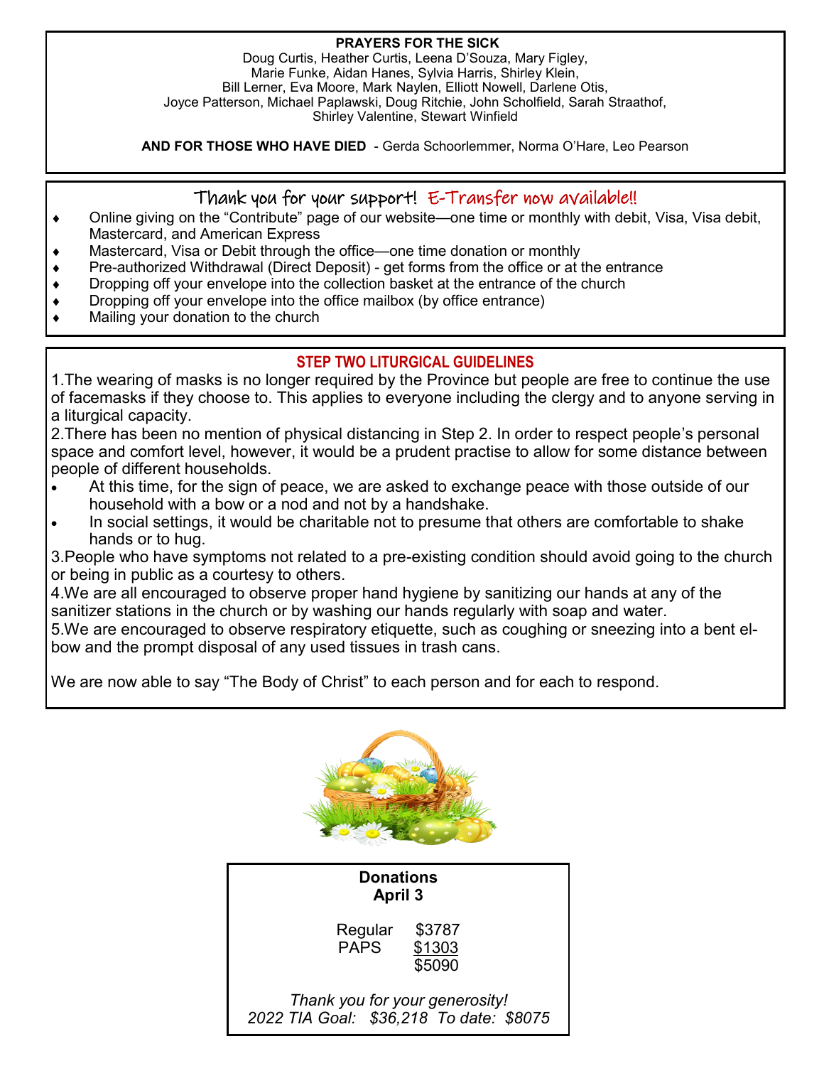**PRAYERS FOR THE SICK**

Doug Curtis, Heather Curtis, Leena D'Souza, Mary Figley, Marie Funke, Aidan Hanes, Sylvia Harris, Shirley Klein, Bill Lerner, Eva Moore, Mark Naylen, Elliott Nowell, Darlene Otis, Joyce Patterson, Michael Paplawski, Doug Ritchie, John Scholfield, Sarah Straathof, Shirley Valentine, Stewart Winfield

**AND FOR THOSE WHO HAVE DIED** - Gerda Schoorlemmer, Norma O'Hare, Leo Pearson

## Thank you for your support! E-Transfer now available!!

- Online giving on the "Contribute" page of our website—one time or monthly with debit, Visa, Visa debit, Mastercard, and American Express
- Mastercard, Visa or Debit through the office—one time donation or monthly
- Pre-authorized Withdrawal (Direct Deposit) - get forms from the office or at the entrance
- Dropping off your envelope into the collection basket at the entrance of the church
- Dropping off your envelope into the office mailbox (by office entrance)
- Mailing your donation to the church

## STEP TWO LITURGICAL GUIDELINES

1. The wearing of masks is no longer required by the Province but people are free to continue the use of facemasks if they choose to. This applies to everyone including the clergy and to anyone serving in a liturgical capacity.
2. There has been no mention of physical distancing in Step 2. In order to respect people's personal space and comfort level, however, it would be a prudent practise to allow for some distance between people of different households.
   - At this time, for the sign of peace, we are asked to exchange peace with those outside of our household with a bow or a nod and not by a handshake.
   - In social settings, it would be charitable not to presume that others are comfortable to shake hands or to hug.
3. People who have symptoms not related to a pre-existing condition should avoid going to the church or being in public as a courtesy to others.
4. We are all encouraged to observe proper hand hygiene by sanitizing our hands at any of the sanitizer stations in the church or by washing our hands regularly with soap and water.
5. We are encouraged to observe respiratory etiquette, such as coughing or sneezing into a bent elbow and the prompt disposal of any used tissues in trash cans.

We are now able to say "The Body of Christ" to each person and for each to respond.

**Donations**
**April 3**

| | |
|---|---|
| Regular | $3787 |
| PAPS | $1303 |
| | $5090 |

*Thank you for your generosity!*
*2022 TIA Goal: $36,218 To date: $8075*